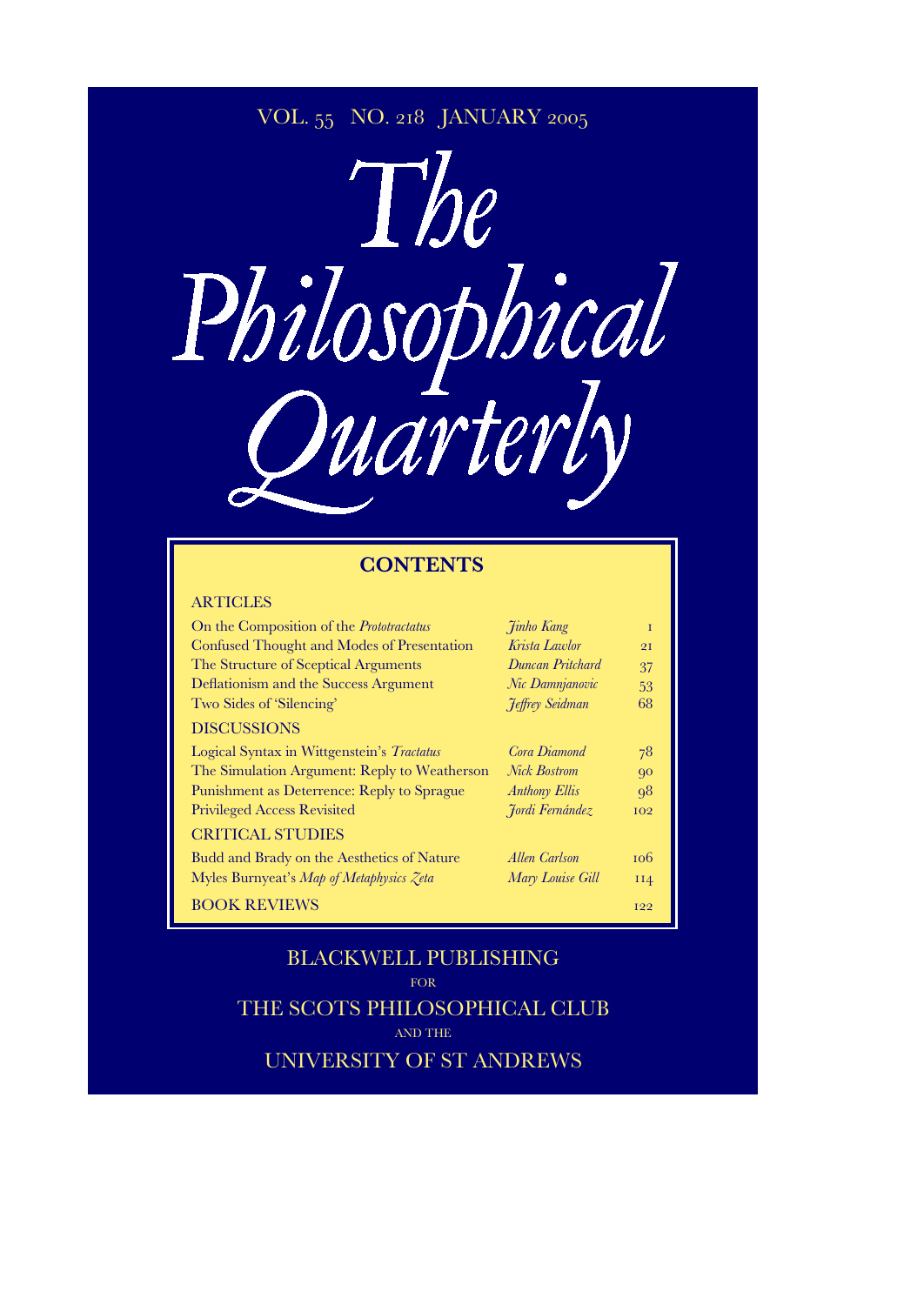VOL. 55 NO. 218 JANUARY 2005

# *The Philosophical Quarterly*

## CONTENTS

### ARTICLES

| | | |
|---|---|---|
| On the Composition of the *Prototractatus* | *Jinho Kang* | 1 |
| Confused Thought and Modes of Presentation | *Krista Lawlor* | 21 |
| The Structure of Sceptical Arguments | *Duncan Pritchard* | 37 |
| Deflationism and the Success Argument | *Nic Damnjanovic* | 53 |
| Two Sides of 'Silencing' | *Jeffrey Seidman* | 68 |

### DISCUSSIONS

| | | |
|---|---|---|
| Logical Syntax in Wittgenstein's *Tractatus* | *Cora Diamond* | 78 |
| The Simulation Argument: Reply to Weatherson | *Nick Bostrom* | 90 |
| Punishment as Deterrence: Reply to Sprague | *Anthony Ellis* | 98 |
| Privileged Access Revisited | *Jordi Fernández* | 102 |

### CRITICAL STUDIES

| | | |
|---|---|---|
| Budd and Brady on the Aesthetics of Nature | *Allen Carlson* | 106 |
| Myles Burnyeat's *Map of Metaphysics Zeta* | *Mary Louise Gill* | 114 |

### BOOK REVIEWS 122

BLACKWELL PUBLISHING

FOR

THE SCOTS PHILOSOPHICAL CLUB

AND THE

UNIVERSITY OF ST ANDREWS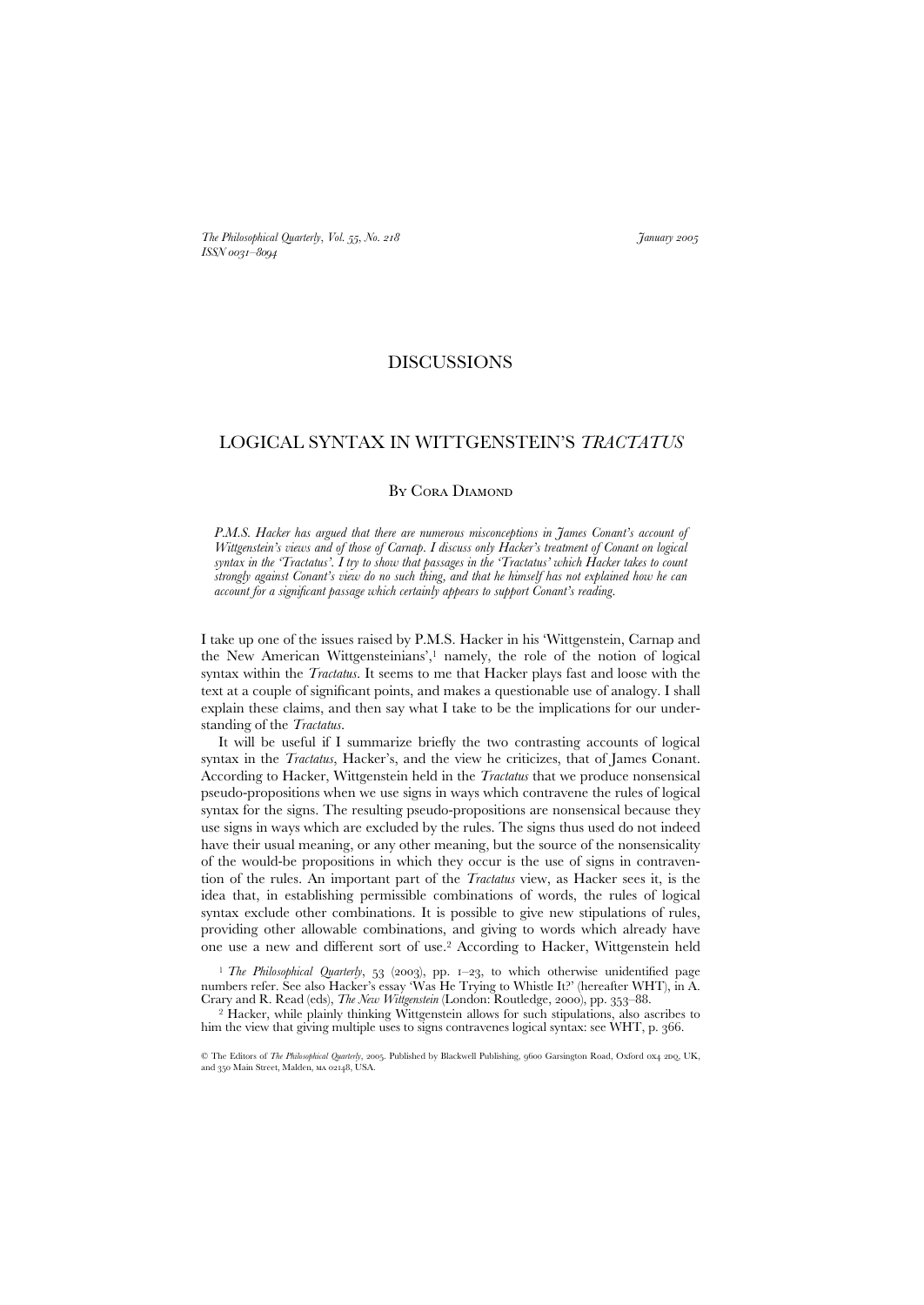# DISCUSSIONS

## LOGICAL SYNTAX IN WITTGENSTEIN'S *TRACTATUS*

By Cora Diamond

*P.M.S. Hacker has argued that there are numerous misconceptions in James Conant's account of Wittgenstein's views and of those of Carnap. I discuss only Hacker's treatment of Conant on logical syntax in the 'Tractatus'. I try to show that passages in the 'Tractatus' which Hacker takes to count strongly against Conant's view do no such thing, and that he himself has not explained how he can account for a significant passage which certainly appears to support Conant's reading.*

I take up one of the issues raised by P.M.S. Hacker in his 'Wittgenstein, Carnap and the New American Wittgensteinians',[1] namely, the role of the notion of logical syntax within the *Tractatus*. It seems to me that Hacker plays fast and loose with the text at a couple of significant points, and makes a questionable use of analogy. I shall explain these claims, and then say what I take to be the implications for our understanding of the *Tractatus*.

It will be useful if I summarize briefly the two contrasting accounts of logical syntax in the *Tractatus*, Hacker's, and the view he criticizes, that of James Conant. According to Hacker, Wittgenstein held in the *Tractatus* that we produce nonsensical pseudo-propositions when we use signs in ways which contravene the rules of logical syntax for the signs. The resulting pseudo-propositions are nonsensical because they use signs in ways which are excluded by the rules. The signs thus used do not indeed have their usual meaning, or any other meaning, but the source of the nonsensicality of the would-be propositions in which they occur is the use of signs in contravention of the rules. An important part of the *Tractatus* view, as Hacker sees it, is the idea that, in establishing permissible combinations of words, the rules of logical syntax exclude other combinations. It is possible to give new stipulations of rules, providing other allowable combinations, and giving to words which already have one use a new and different sort of use.[2] According to Hacker, Wittgenstein held

[1] *The Philosophical Quarterly*, 53 (2003), pp. 1–23, to which otherwise unidentified page numbers refer. See also Hacker's essay 'Was He Trying to Whistle It?' (hereafter WHT), in A. Crary and R. Read (eds), *The New Wittgenstein* (London: Routledge, 2000), pp. 353–88.

[2] Hacker, while plainly thinking Wittgenstein allows for such stipulations, also ascribes to him the view that giving multiple uses to signs contravenes logical syntax: see WHT, p. 366.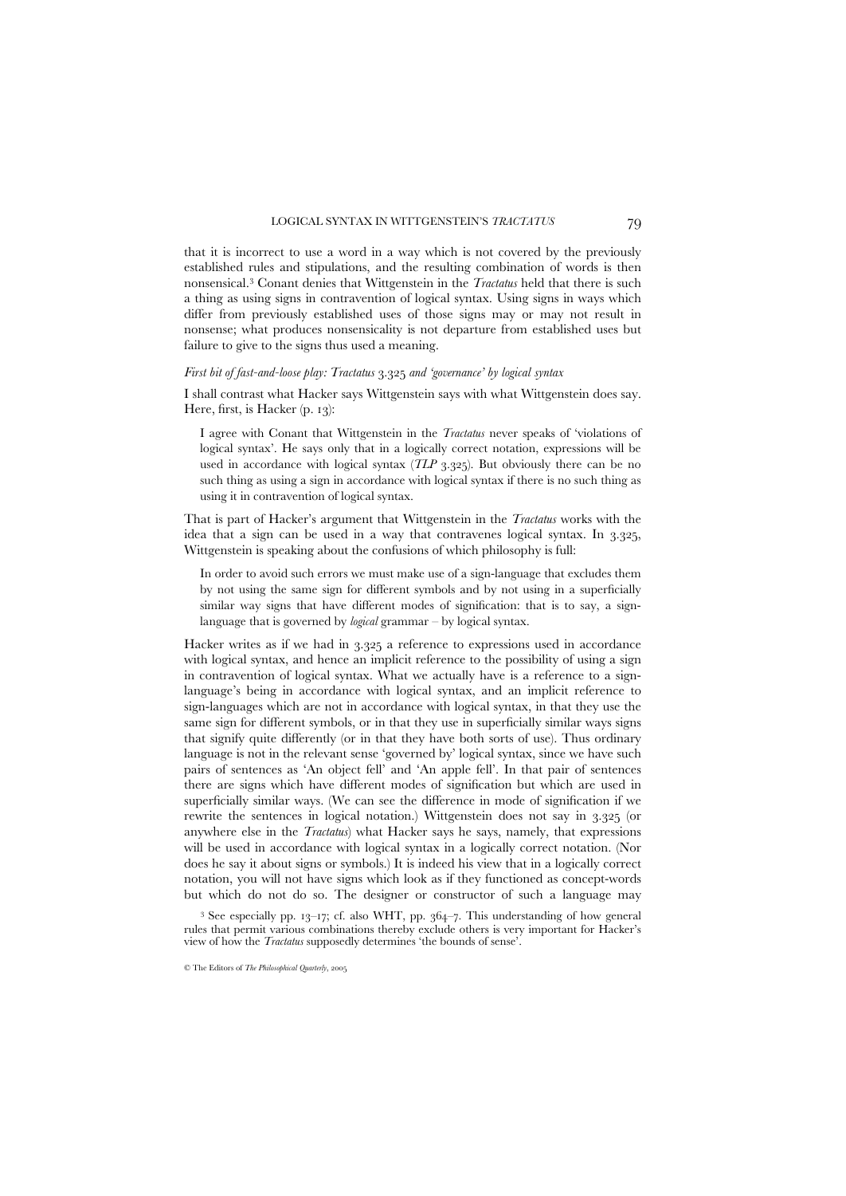that it is incorrect to use a word in a way which is not covered by the previously established rules and stipulations, and the resulting combination of words is then nonsensical.[3] Conant denies that Wittgenstein in the *Tractatus* held that there is such a thing as using signs in contravention of logical syntax. Using signs in ways which differ from previously established uses of those signs may or may not result in nonsense; what produces nonsensicality is not departure from established uses but failure to give to the signs thus used a meaning.

### *First bit of fast-and-loose play: Tractatus* 3.325 *and 'governance' by logical syntax*

I shall contrast what Hacker says Wittgenstein says with what Wittgenstein does say. Here, first, is Hacker (p. 13):

> I agree with Conant that Wittgenstein in the *Tractatus* never speaks of 'violations of logical syntax'. He says only that in a logically correct notation, expressions will be used in accordance with logical syntax (*TLP* 3.325). But obviously there can be no such thing as using a sign in accordance with logical syntax if there is no such thing as using it in contravention of logical syntax.

That is part of Hacker's argument that Wittgenstein in the *Tractatus* works with the idea that a sign can be used in a way that contravenes logical syntax. In 3.325, Wittgenstein is speaking about the confusions of which philosophy is full:

> In order to avoid such errors we must make use of a sign-language that excludes them by not using the same sign for different symbols and by not using in a superficially similar way signs that have different modes of signification: that is to say, a sign-language that is governed by *logical* grammar – by logical syntax.

Hacker writes as if we had in 3.325 a reference to expressions used in accordance with logical syntax, and hence an implicit reference to the possibility of using a sign in contravention of logical syntax. What we actually have is a reference to a sign-language's being in accordance with logical syntax, and an implicit reference to sign-languages which are not in accordance with logical syntax, in that they use the same sign for different symbols, or in that they use in superficially similar ways signs that signify quite differently (or in that they have both sorts of use). Thus ordinary language is not in the relevant sense 'governed by' logical syntax, since we have such pairs of sentences as 'An object fell' and 'An apple fell'. In that pair of sentences there are signs which have different modes of signification but which are used in superficially similar ways. (We can see the difference in mode of signification if we rewrite the sentences in logical notation.) Wittgenstein does not say in 3.325 (or anywhere else in the *Tractatus*) what Hacker says he says, namely, that expressions will be used in accordance with logical syntax in a logically correct notation. (Nor does he say it about signs or symbols.) It is indeed his view that in a logically correct notation, you will not have signs which look as if they functioned as concept-words but which do not do so. The designer or constructor of such a language may

[3] See especially pp. 13–17; cf. also WHT, pp. 364–7. This understanding of how general rules that permit various combinations thereby exclude others is very important for Hacker's view of how the *Tractatus* supposedly determines 'the bounds of sense'.

© The Editors of *The Philosophical Quarterly*, 2005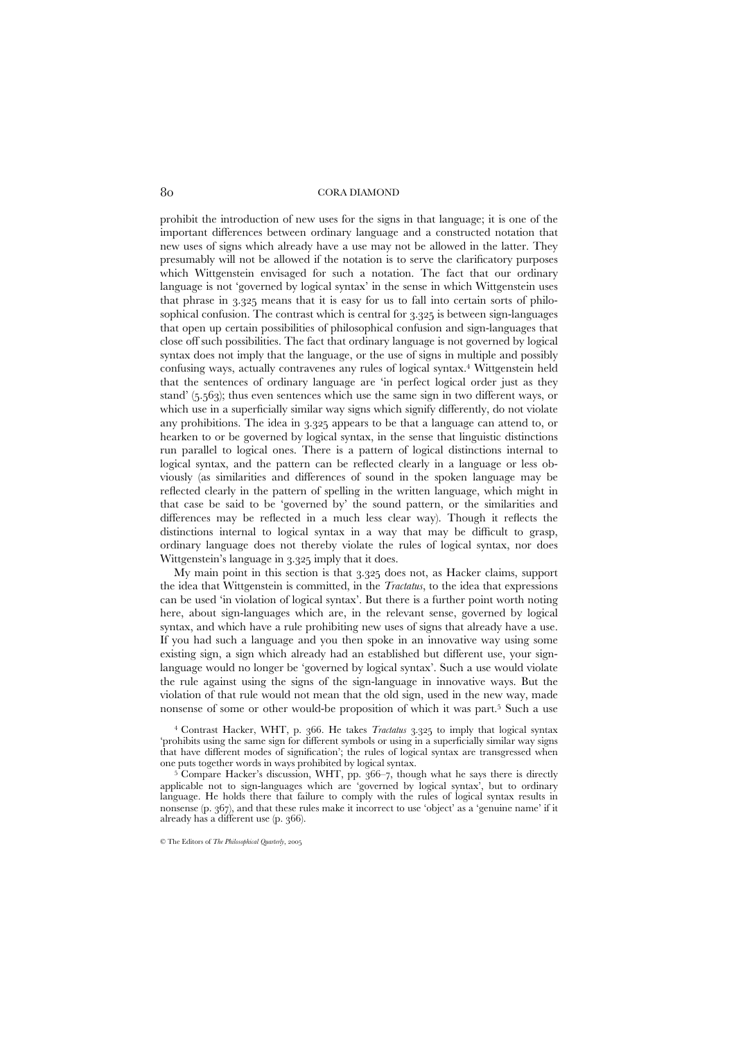prohibit the introduction of new uses for the signs in that language; it is one of the important differences between ordinary language and a constructed notation that new uses of signs which already have a use may not be allowed in the latter. They presumably will not be allowed if the notation is to serve the clarificatory purposes which Wittgenstein envisaged for such a notation. The fact that our ordinary language is not 'governed by logical syntax' in the sense in which Wittgenstein uses that phrase in 3.325 means that it is easy for us to fall into certain sorts of philosophical confusion. The contrast which is central for 3.325 is between sign-languages that open up certain possibilities of philosophical confusion and sign-languages that close off such possibilities. The fact that ordinary language is not governed by logical syntax does not imply that the language, or the use of signs in multiple and possibly confusing ways, actually contravenes any rules of logical syntax.[4] Wittgenstein held that the sentences of ordinary language are 'in perfect logical order just as they stand' (5.563); thus even sentences which use the same sign in two different ways, or which use in a superficially similar way signs which signify differently, do not violate any prohibitions. The idea in 3.325 appears to be that a language can attend to, or hearken to or be governed by logical syntax, in the sense that linguistic distinctions run parallel to logical ones. There is a pattern of logical distinctions internal to logical syntax, and the pattern can be reflected clearly in a language or less obviously (as similarities and differences of sound in the spoken language may be reflected clearly in the pattern of spelling in the written language, which might in that case be said to be 'governed by' the sound pattern, or the similarities and differences may be reflected in a much less clear way). Though it reflects the distinctions internal to logical syntax in a way that may be difficult to grasp, ordinary language does not thereby violate the rules of logical syntax, nor does Wittgenstein's language in 3.325 imply that it does.

My main point in this section is that 3.325 does not, as Hacker claims, support the idea that Wittgenstein is committed, in the *Tractatus*, to the idea that expressions can be used 'in violation of logical syntax'. But there is a further point worth noting here, about sign-languages which are, in the relevant sense, governed by logical syntax, and which have a rule prohibiting new uses of signs that already have a use. If you had such a language and you then spoke in an innovative way using some existing sign, a sign which already had an established but different use, your sign-language would no longer be 'governed by logical syntax'. Such a use would violate the rule against using the signs of the sign-language in innovative ways. But the violation of that rule would not mean that the old sign, used in the new way, made nonsense of some or other would-be proposition of which it was part.[5] Such a use

[4] Contrast Hacker, WHT, p. 366. He takes *Tractatus* 3.325 to imply that logical syntax 'prohibits using the same sign for different symbols or using in a superficially similar way signs that have different modes of signification'; the rules of logical syntax are transgressed when one puts together words in ways prohibited by logical syntax.

[5] Compare Hacker's discussion, WHT, pp. 366–7, though what he says there is directly applicable not to sign-languages which are 'governed by logical syntax', but to ordinary language. He holds there that failure to comply with the rules of logical syntax results in nonsense (p. 367), and that these rules make it incorrect to use 'object' as a 'genuine name' if it already has a different use (p. 366).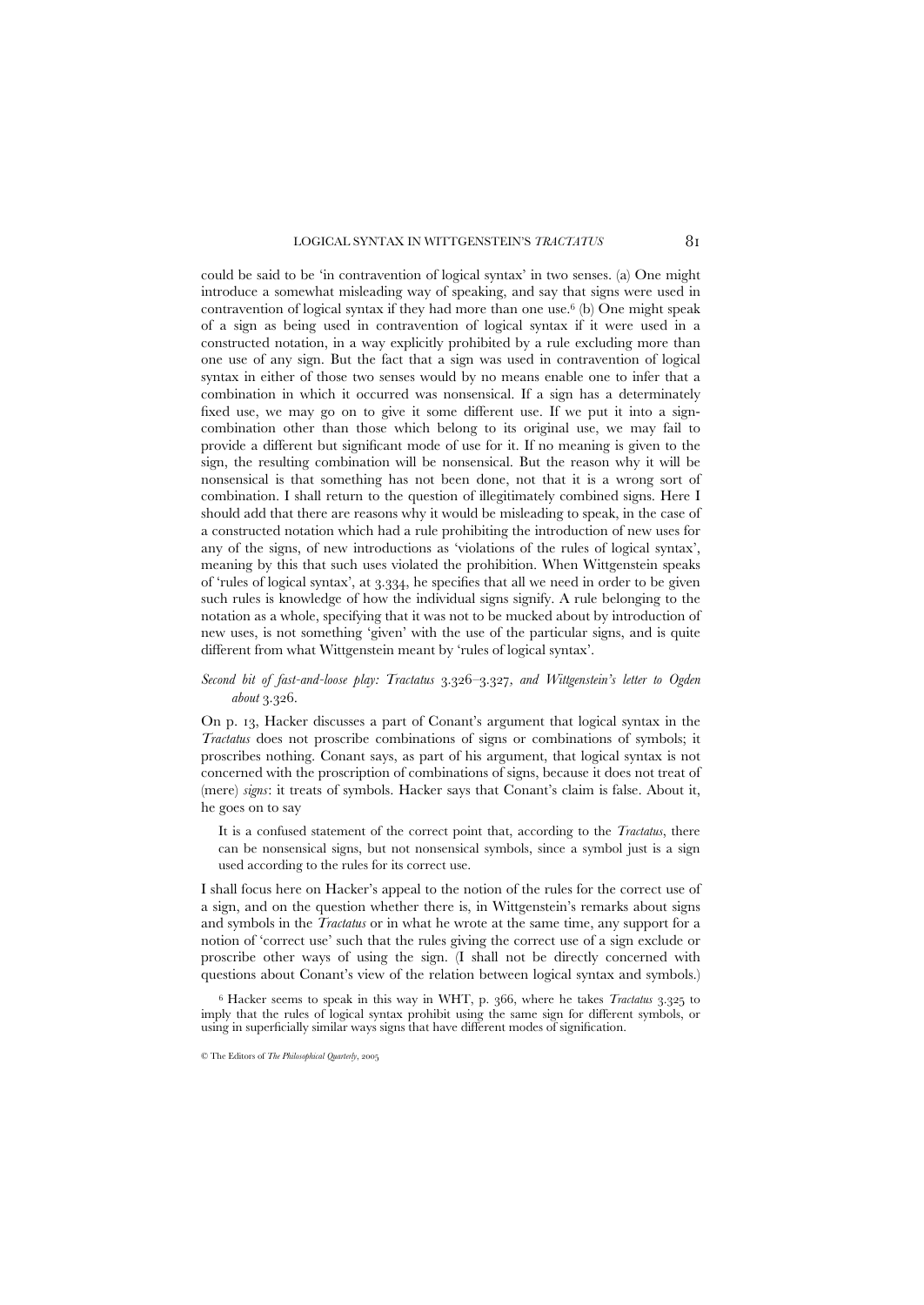could be said to be 'in contravention of logical syntax' in two senses. (a) One might introduce a somewhat misleading way of speaking, and say that signs were used in contravention of logical syntax if they had more than one use.[6] (b) One might speak of a sign as being used in contravention of logical syntax if it were used in a constructed notation, in a way explicitly prohibited by a rule excluding more than one use of any sign. But the fact that a sign was used in contravention of logical syntax in either of those two senses would by no means enable one to infer that a combination in which it occurred was nonsensical. If a sign has a determinately fixed use, we may go on to give it some different use. If we put it into a sign-combination other than those which belong to its original use, we may fail to provide a different but significant mode of use for it. If no meaning is given to the sign, the resulting combination will be nonsensical. But the reason why it will be nonsensical is that something has not been done, not that it is a wrong sort of combination. I shall return to the question of illegitimately combined signs. Here I should add that there are reasons why it would be misleading to speak, in the case of a constructed notation which had a rule prohibiting the introduction of new uses for any of the signs, of new introductions as 'violations of the rules of logical syntax', meaning by this that such uses violated the prohibition. When Wittgenstein speaks of 'rules of logical syntax', at 3.334, he specifies that all we need in order to be given such rules is knowledge of how the individual signs signify. A rule belonging to the notation as a whole, specifying that it was not to be mucked about by introduction of new uses, is not something 'given' with the use of the particular signs, and is quite different from what Wittgenstein meant by 'rules of logical syntax'.

*Second bit of fast-and-loose play: Tractatus 3.326–3.327, and Wittgenstein's letter to Ogden about 3.326.*

On p. 13, Hacker discusses a part of Conant's argument that logical syntax in the *Tractatus* does not proscribe combinations of signs or combinations of symbols; it proscribes nothing. Conant says, as part of his argument, that logical syntax is not concerned with the proscription of combinations of signs, because it does not treat of (mere) *signs*: it treats of symbols. Hacker says that Conant's claim is false. About it, he goes on to say

> It is a confused statement of the correct point that, according to the *Tractatus*, there can be nonsensical signs, but not nonsensical symbols, since a symbol just is a sign used according to the rules for its correct use.

I shall focus here on Hacker's appeal to the notion of the rules for the correct use of a sign, and on the question whether there is, in Wittgenstein's remarks about signs and symbols in the *Tractatus* or in what he wrote at the same time, any support for a notion of 'correct use' such that the rules giving the correct use of a sign exclude or proscribe other ways of using the sign. (I shall not be directly concerned with questions about Conant's view of the relation between logical syntax and symbols.)

[6] Hacker seems to speak in this way in WHT, p. 366, where he takes *Tractatus* 3.325 to imply that the rules of logical syntax prohibit using the same sign for different symbols, or using in superficially similar ways signs that have different modes of signification.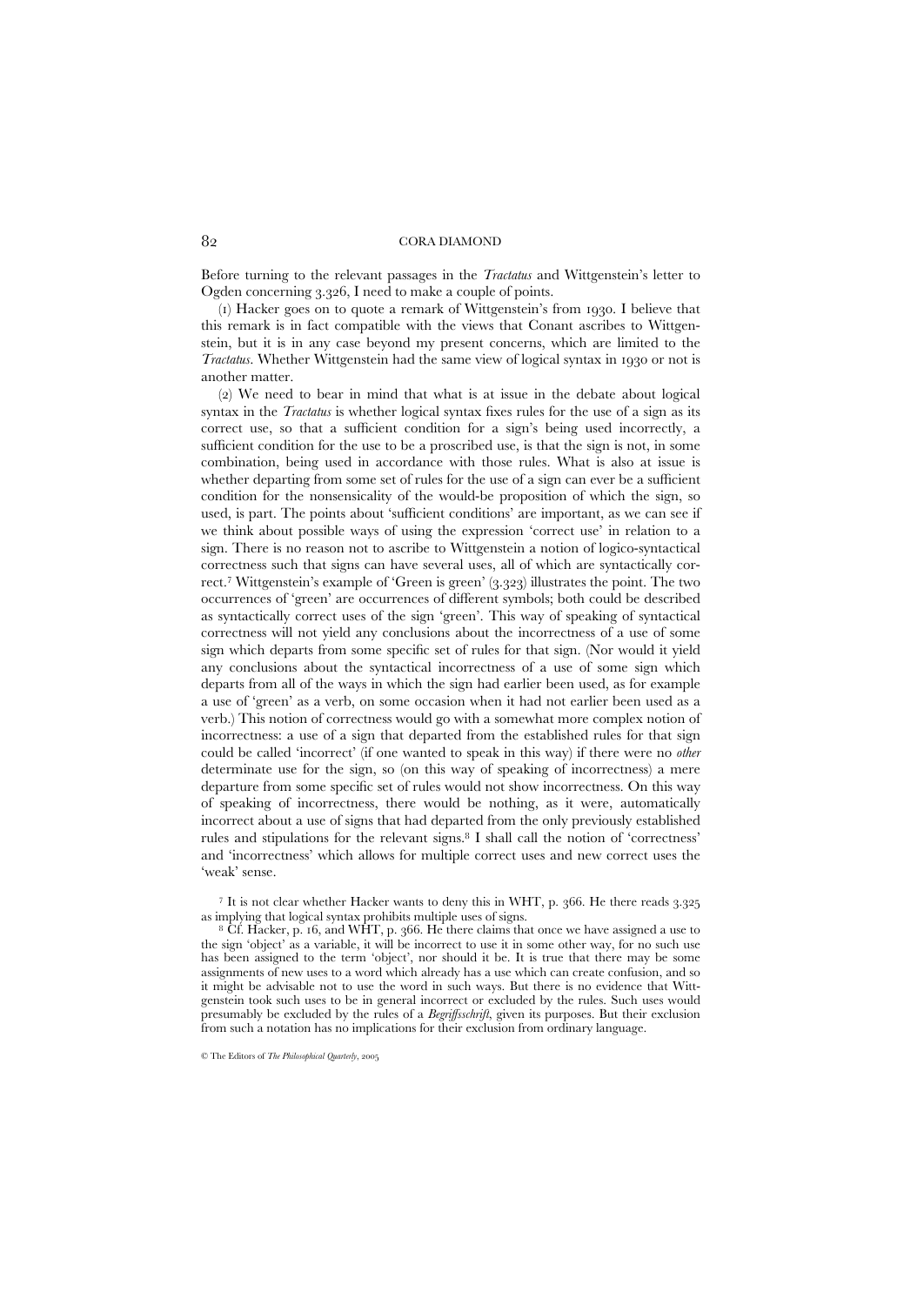Before turning to the relevant passages in the *Tractatus* and Wittgenstein's letter to Ogden concerning 3.326, I need to make a couple of points.

(1) Hacker goes on to quote a remark of Wittgenstein's from 1930. I believe that this remark is in fact compatible with the views that Conant ascribes to Wittgenstein, but it is in any case beyond my present concerns, which are limited to the *Tractatus*. Whether Wittgenstein had the same view of logical syntax in 1930 or not is another matter.

(2) We need to bear in mind that what is at issue in the debate about logical syntax in the *Tractatus* is whether logical syntax fixes rules for the use of a sign as its correct use, so that a sufficient condition for a sign's being used incorrectly, a sufficient condition for the use to be a proscribed use, is that the sign is not, in some combination, being used in accordance with those rules. What is also at issue is whether departing from some set of rules for the use of a sign can ever be a sufficient condition for the nonsensicality of the would-be proposition of which the sign, so used, is part. The points about 'sufficient conditions' are important, as we can see if we think about possible ways of using the expression 'correct use' in relation to a sign. There is no reason not to ascribe to Wittgenstein a notion of logico-syntactical correctness such that signs can have several uses, all of which are syntactically correct.[7] Wittgenstein's example of 'Green is green' (3.323) illustrates the point. The two occurrences of 'green' are occurrences of different symbols; both could be described as syntactically correct uses of the sign 'green'. This way of speaking of syntactical correctness will not yield any conclusions about the incorrectness of a use of some sign which departs from some specific set of rules for that sign. (Nor would it yield any conclusions about the syntactical incorrectness of a use of some sign which departs from all of the ways in which the sign had earlier been used, as for example a use of 'green' as a verb, on some occasion when it had not earlier been used as a verb.) This notion of correctness would go with a somewhat more complex notion of incorrectness: a use of a sign that departed from the established rules for that sign could be called 'incorrect' (if one wanted to speak in this way) if there were no *other* determinate use for the sign, so (on this way of speaking of incorrectness) a mere departure from some specific set of rules would not show incorrectness. On this way of speaking of incorrectness, there would be nothing, as it were, automatically incorrect about a use of signs that had departed from the only previously established rules and stipulations for the relevant signs.[8] I shall call the notion of 'correctness' and 'incorrectness' which allows for multiple correct uses and new correct uses the 'weak' sense.

[7] It is not clear whether Hacker wants to deny this in WHT, p. 366. He there reads 3.325 as implying that logical syntax prohibits multiple uses of signs.

[8] Cf. Hacker, p. 16, and WHT, p. 366. He there claims that once we have assigned a use to the sign 'object' as a variable, it will be incorrect to use it in some other way, for no such use has been assigned to the term 'object', nor should it be. It is true that there may be some assignments of new uses to a word which already has a use which can create confusion, and so it might be advisable not to use the word in such ways. But there is no evidence that Wittgenstein took such uses to be in general incorrect or excluded by the rules. Such uses would presumably be excluded by the rules of a *Begriffsschrift*, given its purposes. But their exclusion from such a notation has no implications for their exclusion from ordinary language.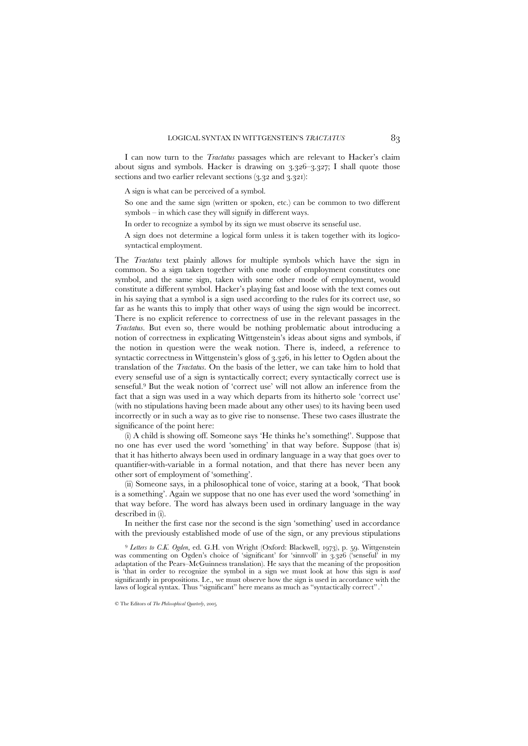I can now turn to the *Tractatus* passages which are relevant to Hacker's claim about signs and symbols. Hacker is drawing on 3.326–3.327; I shall quote those sections and two earlier relevant sections (3.32 and 3.321):

> A sign is what can be perceived of a symbol.
>
> So one and the same sign (written or spoken, etc.) can be common to two different symbols – in which case they will signify in different ways.
>
> In order to recognize a symbol by its sign we must observe its senseful use.
>
> A sign does not determine a logical form unless it is taken together with its logico-syntactical employment.

The *Tractatus* text plainly allows for multiple symbols which have the sign in common. So a sign taken together with one mode of employment constitutes one symbol, and the same sign, taken with some other mode of employment, would constitute a different symbol. Hacker's playing fast and loose with the text comes out in his saying that a symbol is a sign used according to the rules for its correct use, so far as he wants this to imply that other ways of using the sign would be incorrect. There is no explicit reference to correctness of use in the relevant passages in the *Tractatus*. But even so, there would be nothing problematic about introducing a notion of correctness in explicating Wittgenstein's ideas about signs and symbols, if the notion in question were the weak notion. There is, indeed, a reference to syntactic correctness in Wittgenstein's gloss of 3.326, in his letter to Ogden about the translation of the *Tractatus*. On the basis of the letter, we can take him to hold that every senseful use of a sign is syntactically correct; every syntactically correct use is senseful.[9] But the weak notion of 'correct use' will not allow an inference from the fact that a sign was used in a way which departs from its hitherto sole 'correct use' (with no stipulations having been made about any other uses) to its having been used incorrectly or in such a way as to give rise to nonsense. These two cases illustrate the significance of the point here:

(i) A child is showing off. Someone says 'He thinks he's something!'. Suppose that no one has ever used the word 'something' in that way before. Suppose (that is) that it has hitherto always been used in ordinary language in a way that goes over to quantifier-with-variable in a formal notation, and that there has never been any other sort of employment of 'something'.

(ii) Someone says, in a philosophical tone of voice, staring at a book, 'That book is a something'. Again we suppose that no one has ever used the word 'something' in that way before. The word has always been used in ordinary language in the way described in (i).

In neither the first case nor the second is the sign 'something' used in accordance with the previously established mode of use of the sign, or any previous stipulations

[9] *Letters to C.K. Ogden*, ed. G.H. von Wright (Oxford: Blackwell, 1973), p. 59. Wittgenstein was commenting on Ogden's choice of 'significant' for 'sinnvoll' in 3.326 ('senseful' in my adaptation of the Pears–McGuinness translation). He says that the meaning of the proposition is 'that in order to recognize the symbol in a sign we must look at how this sign is *used* significantly in propositions. I.e., we must observe how the sign is used in accordance with the laws of logical syntax. Thus "significant" here means as much as "syntactically correct".'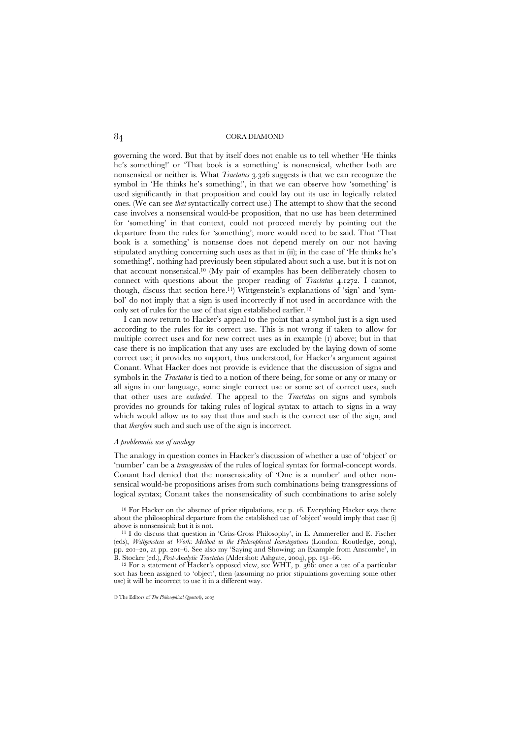governing the word. But that by itself does not enable us to tell whether 'He thinks he's something!' or 'That book is a something' is nonsensical, whether both are nonsensical or neither is. What *Tractatus* 3.326 suggests is that we can recognize the symbol in 'He thinks he's something!', in that we can observe how 'something' is used significantly in that proposition and could lay out its use in logically related ones. (We can see *that* syntactically correct use.) The attempt to show that the second case involves a nonsensical would-be proposition, that no use has been determined for 'something' in that context, could not proceed merely by pointing out the departure from the rules for 'something'; more would need to be said. That 'That book is a something' is nonsense does not depend merely on our not having stipulated anything concerning such uses as that in (ii); in the case of 'He thinks he's something!', nothing had previously been stipulated about such a use, but it is not on that account nonsensical.[10] (My pair of examples has been deliberately chosen to connect with questions about the proper reading of *Tractatus* 4.1272. I cannot, though, discuss that section here.[11]) Wittgenstein's explanations of 'sign' and 'symbol' do not imply that a sign is used incorrectly if not used in accordance with the only set of rules for the use of that sign established earlier.[12]

I can now return to Hacker's appeal to the point that a symbol just is a sign used according to the rules for its correct use. This is not wrong if taken to allow for multiple correct uses and for new correct uses as in example (i) above; but in that case there is no implication that any uses are excluded by the laying down of some correct use; it provides no support, thus understood, for Hacker's argument against Conant. What Hacker does not provide is evidence that the discussion of signs and symbols in the *Tractatus* is tied to a notion of there being, for some or any or many or all signs in our language, some single correct use or some set of correct uses, such that other uses are *excluded*. The appeal to the *Tractatus* on signs and symbols provides no grounds for taking rules of logical syntax to attach to signs in a way which would allow us to say that thus and such is the correct use of the sign, and that *therefore* such and such use of the sign is incorrect.

### *A problematic use of analogy*

The analogy in question comes in Hacker's discussion of whether a use of 'object' or 'number' can be a *transgression* of the rules of logical syntax for formal-concept words. Conant had denied that the nonsensicality of 'One is a number' and other nonsensical would-be propositions arises from such combinations being transgressions of logical syntax; Conant takes the nonsensicality of such combinations to arise solely

[10] For Hacker on the absence of prior stipulations, see p. 16. Everything Hacker says there about the philosophical departure from the established use of 'object' would imply that case (i) above is nonsensical; but it is not.

[11] I do discuss that question in 'Criss-Cross Philosophy', in E. Ammereller and E. Fischer (eds), *Wittgenstein at Work: Method in the Philosophical Investigations* (London: Routledge, 2004), pp. 201–20, at pp. 201–6. See also my 'Saying and Showing: an Example from Anscombe', in B. Stocker (ed.), *Post-Analytic Tractatus* (Aldershot: Ashgate, 2004), pp. 151–66.

[12] For a statement of Hacker's opposed view, see WHT, p. 366: once a use of a particular sort has been assigned to 'object', then (assuming no prior stipulations governing some other use) it will be incorrect to use it in a different way.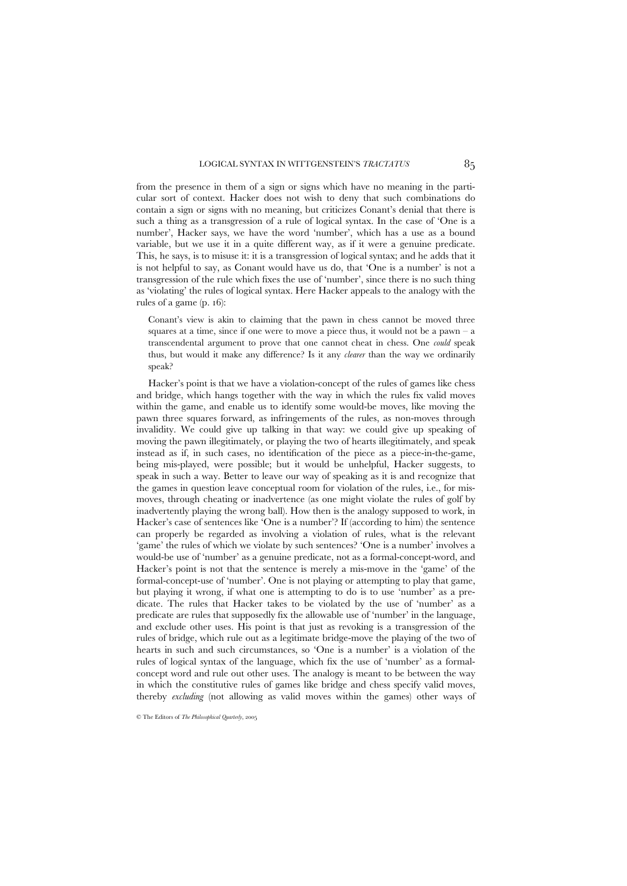from the presence in them of a sign or signs which have no meaning in the particular sort of context. Hacker does not wish to deny that such combinations do contain a sign or signs with no meaning, but criticizes Conant's denial that there is such a thing as a transgression of a rule of logical syntax. In the case of 'One is a number', Hacker says, we have the word 'number', which has a use as a bound variable, but we use it in a quite different way, as if it were a genuine predicate. This, he says, is to misuse it: it is a transgression of logical syntax; and he adds that it is not helpful to say, as Conant would have us do, that 'One is a number' is not a transgression of the rule which fixes the use of 'number', since there is no such thing as 'violating' the rules of logical syntax. Here Hacker appeals to the analogy with the rules of a game (p. 16):

> Conant's view is akin to claiming that the pawn in chess cannot be moved three squares at a time, since if one were to move a piece thus, it would not be a pawn – a transcendental argument to prove that one cannot cheat in chess. One *could* speak thus, but would it make any difference? Is it any *clearer* than the way we ordinarily speak?

Hacker's point is that we have a violation-concept of the rules of games like chess and bridge, which hangs together with the way in which the rules fix valid moves within the game, and enable us to identify some would-be moves, like moving the pawn three squares forward, as infringements of the rules, as non-moves through invalidity. We could give up talking in that way: we could give up speaking of moving the pawn illegitimately, or playing the two of hearts illegitimately, and speak instead as if, in such cases, no identification of the piece as a piece-in-the-game, being mis-played, were possible; but it would be unhelpful, Hacker suggests, to speak in such a way. Better to leave our way of speaking as it is and recognize that the games in question leave conceptual room for violation of the rules, i.e., for mis-moves, through cheating or inadvertence (as one might violate the rules of golf by inadvertently playing the wrong ball). How then is the analogy supposed to work, in Hacker's case of sentences like 'One is a number'? If (according to him) the sentence can properly be regarded as involving a violation of rules, what is the relevant 'game' the rules of which we violate by such sentences? 'One is a number' involves a would-be use of 'number' as a genuine predicate, not as a formal-concept-word, and Hacker's point is not that the sentence is merely a mis-move in the 'game' of the formal-concept-use of 'number'. One is not playing or attempting to play that game, but playing it wrong, if what one is attempting to do is to use 'number' as a predicate. The rules that Hacker takes to be violated by the use of 'number' as a predicate are rules that supposedly fix the allowable use of 'number' in the language, and exclude other uses. His point is that just as revoking is a transgression of the rules of bridge, which rule out as a legitimate bridge-move the playing of the two of hearts in such and such circumstances, so 'One is a number' is a violation of the rules of logical syntax of the language, which fix the use of 'number' as a formal-concept word and rule out other uses. The analogy is meant to be between the way in which the constitutive rules of games like bridge and chess specify valid moves, thereby *excluding* (not allowing as valid moves within the games) other ways of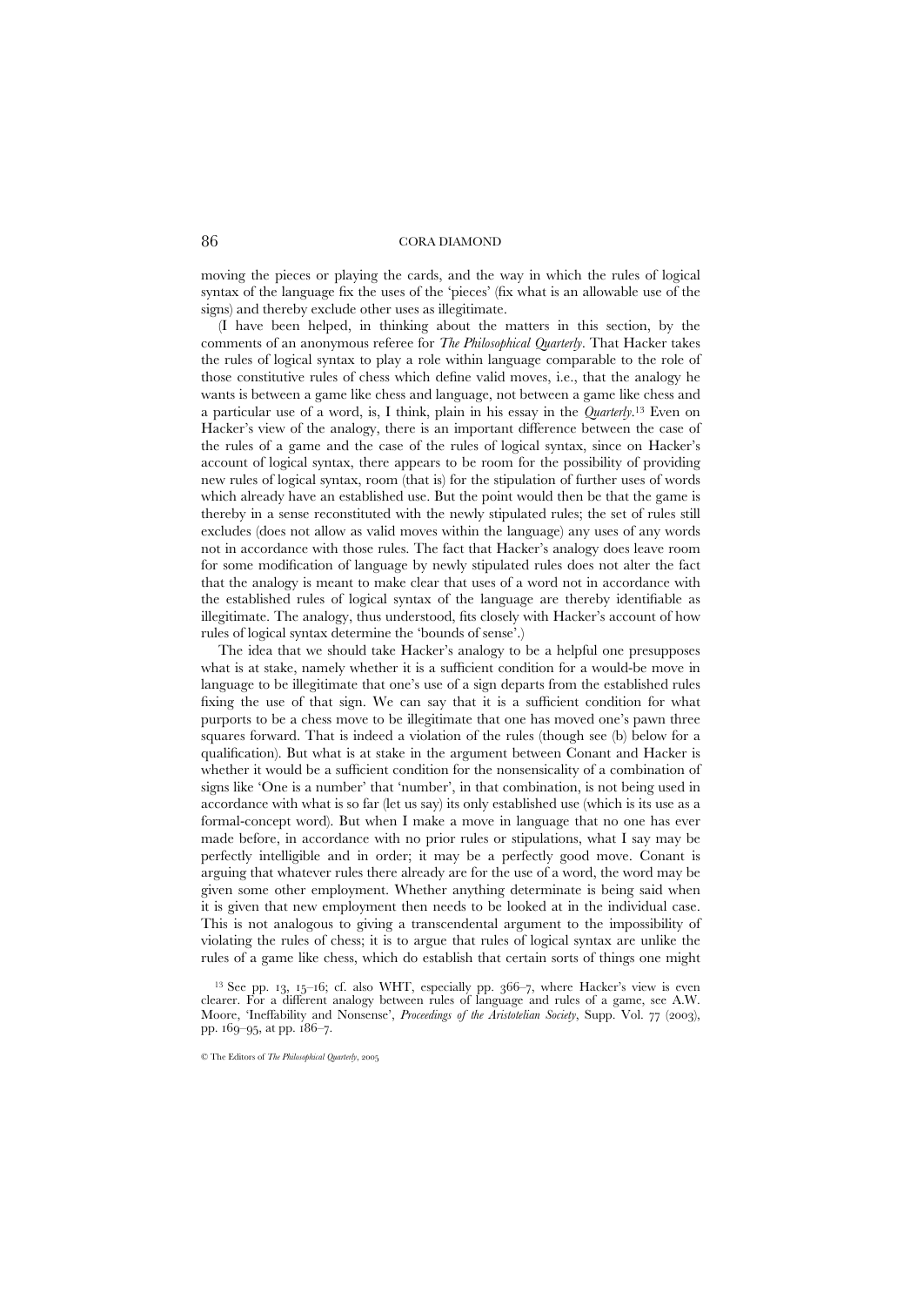moving the pieces or playing the cards, and the way in which the rules of logical syntax of the language fix the uses of the 'pieces' (fix what is an allowable use of the signs) and thereby exclude other uses as illegitimate.

(I have been helped, in thinking about the matters in this section, by the comments of an anonymous referee for *The Philosophical Quarterly*. That Hacker takes the rules of logical syntax to play a role within language comparable to the role of those constitutive rules of chess which define valid moves, i.e., that the analogy he wants is between a game like chess and language, not between a game like chess and a particular use of a word, is, I think, plain in his essay in the *Quarterly*.[13] Even on Hacker's view of the analogy, there is an important difference between the case of the rules of a game and the case of the rules of logical syntax, since on Hacker's account of logical syntax, there appears to be room for the possibility of providing new rules of logical syntax, room (that is) for the stipulation of further uses of words which already have an established use. But the point would then be that the game is thereby in a sense reconstituted with the newly stipulated rules; the set of rules still excludes (does not allow as valid moves within the language) any uses of any words not in accordance with those rules. The fact that Hacker's analogy does leave room for some modification of language by newly stipulated rules does not alter the fact that the analogy is meant to make clear that uses of a word not in accordance with the established rules of logical syntax of the language are thereby identifiable as illegitimate. The analogy, thus understood, fits closely with Hacker's account of how rules of logical syntax determine the 'bounds of sense'.)

The idea that we should take Hacker's analogy to be a helpful one presupposes what is at stake, namely whether it is a sufficient condition for a would-be move in language to be illegitimate that one's use of a sign departs from the established rules fixing the use of that sign. We can say that it is a sufficient condition for what purports to be a chess move to be illegitimate that one has moved one's pawn three squares forward. That is indeed a violation of the rules (though see (b) below for a qualification). But what is at stake in the argument between Conant and Hacker is whether it would be a sufficient condition for the nonsensicality of a combination of signs like 'One is a number' that 'number', in that combination, is not being used in accordance with what is so far (let us say) its only established use (which is its use as a formal-concept word). But when I make a move in language that no one has ever made before, in accordance with no prior rules or stipulations, what I say may be perfectly intelligible and in order; it may be a perfectly good move. Conant is arguing that whatever rules there already are for the use of a word, the word may be given some other employment. Whether anything determinate is being said when it is given that new employment then needs to be looked at in the individual case. This is not analogous to giving a transcendental argument to the impossibility of violating the rules of chess; it is to argue that rules of logical syntax are unlike the rules of a game like chess, which do establish that certain sorts of things one might

[13] See pp. 13, 15–16; cf. also WHT, especially pp. 366–7, where Hacker's view is even clearer. For a different analogy between rules of language and rules of a game, see A.W. Moore, 'Ineffability and Nonsense', *Proceedings of the Aristotelian Society*, Supp. Vol. 77 (2003), pp. 169–95, at pp. 186–7.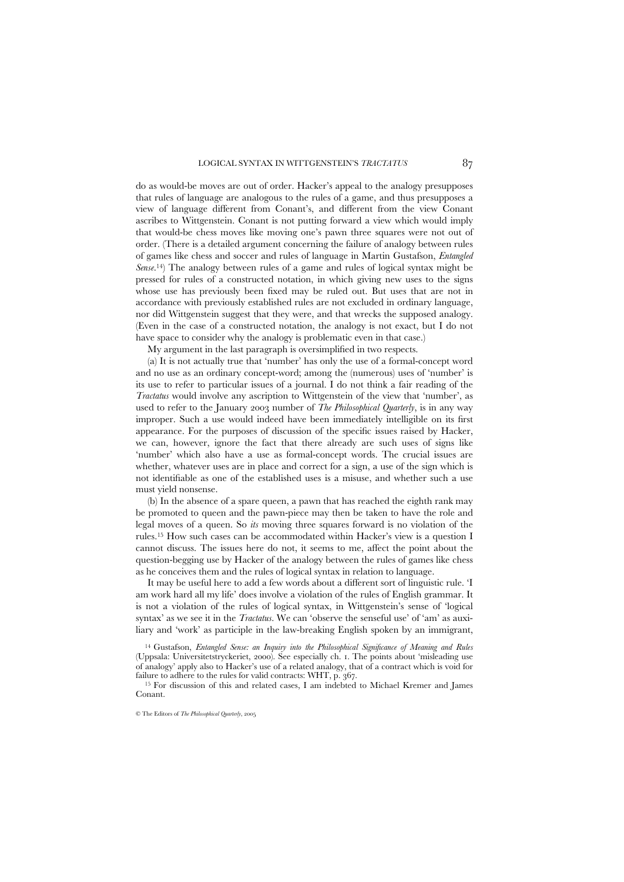do as would-be moves are out of order. Hacker's appeal to the analogy presupposes that rules of language are analogous to the rules of a game, and thus presupposes a view of language different from Conant's, and different from the view Conant ascribes to Wittgenstein. Conant is not putting forward a view which would imply that would-be chess moves like moving one's pawn three squares were not out of order. (There is a detailed argument concerning the failure of analogy between rules of games like chess and soccer and rules of language in Martin Gustafson, *Entangled Sense*.[14]) The analogy between rules of a game and rules of logical syntax might be pressed for rules of a constructed notation, in which giving new uses to the signs whose use has previously been fixed may be ruled out. But uses that are not in accordance with previously established rules are not excluded in ordinary language, nor did Wittgenstein suggest that they were, and that wrecks the supposed analogy. (Even in the case of a constructed notation, the analogy is not exact, but I do not have space to consider why the analogy is problematic even in that case.)

My argument in the last paragraph is oversimplified in two respects.

(a) It is not actually true that 'number' has only the use of a formal-concept word and no use as an ordinary concept-word; among the (numerous) uses of 'number' is its use to refer to particular issues of a journal. I do not think a fair reading of the *Tractatus* would involve any ascription to Wittgenstein of the view that 'number', as used to refer to the January 2003 number of *The Philosophical Quarterly*, is in any way improper. Such a use would indeed have been immediately intelligible on its first appearance. For the purposes of discussion of the specific issues raised by Hacker, we can, however, ignore the fact that there already are such uses of signs like 'number' which also have a use as formal-concept words. The crucial issues are whether, whatever uses are in place and correct for a sign, a use of the sign which is not identifiable as one of the established uses is a misuse, and whether such a use must yield nonsense.

(b) In the absence of a spare queen, a pawn that has reached the eighth rank may be promoted to queen and the pawn-piece may then be taken to have the role and legal moves of a queen. So *its* moving three squares forward is no violation of the rules.[15] How such cases can be accommodated within Hacker's view is a question I cannot discuss. The issues here do not, it seems to me, affect the point about the question-begging use by Hacker of the analogy between the rules of games like chess as he conceives them and the rules of logical syntax in relation to language.

It may be useful here to add a few words about a different sort of linguistic rule. 'I am work hard all my life' does involve a violation of the rules of English grammar. It is not a violation of the rules of logical syntax, in Wittgenstein's sense of 'logical syntax' as we see it in the *Tractatus*. We can 'observe the senseful use' of 'am' as auxiliary and 'work' as participle in the law-breaking English spoken by an immigrant,

[14] Gustafson, *Entangled Sense: an Inquiry into the Philosophical Significance of Meaning and Rules* (Uppsala: Universitetstryckeriet, 2000). See especially ch. 1. The points about 'misleading use of analogy' apply also to Hacker's use of a related analogy, that of a contract which is void for failure to adhere to the rules for valid contracts: WHT, p. 367.

[15] For discussion of this and related cases, I am indebted to Michael Kremer and James Conant.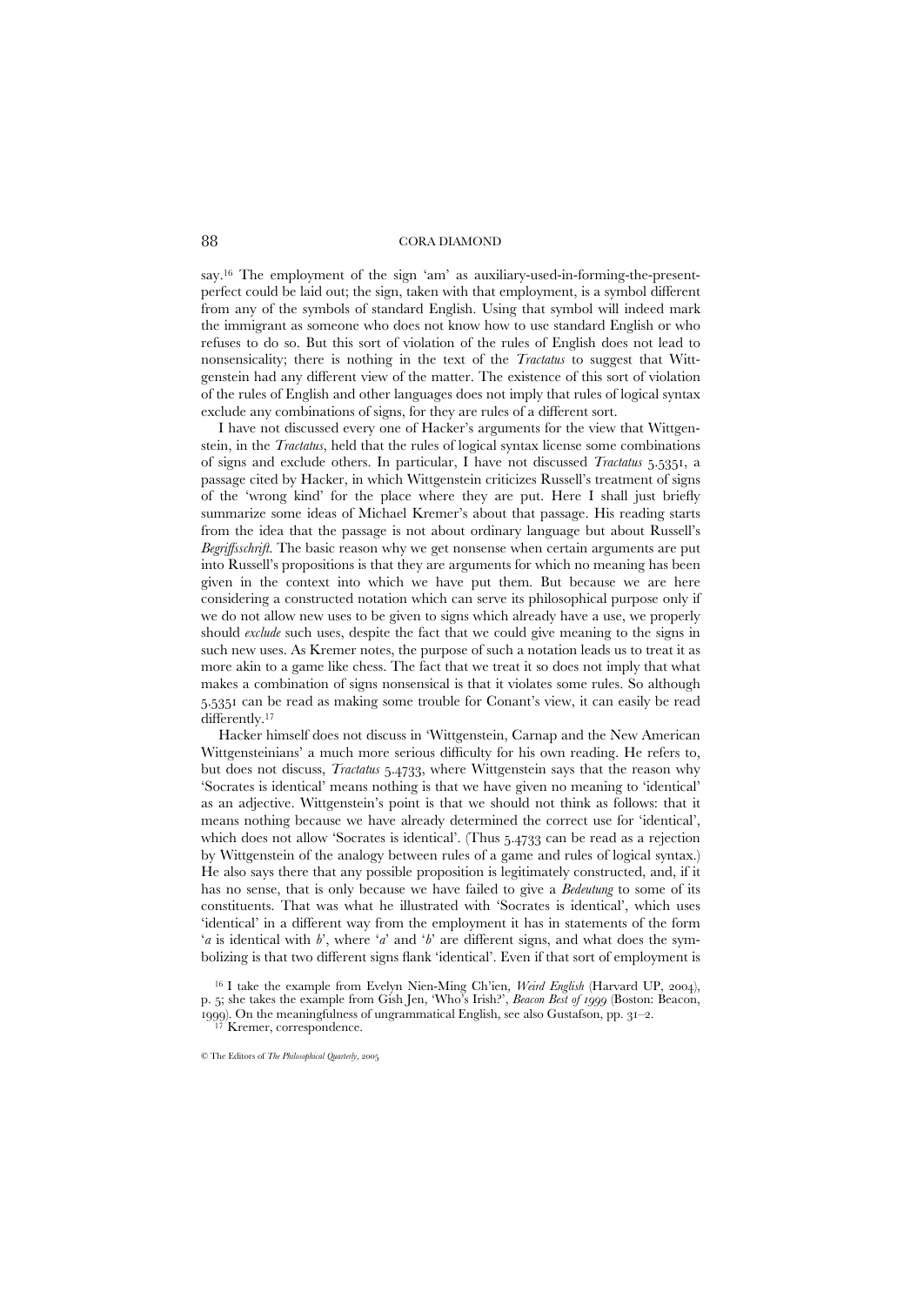say.[16] The employment of the sign 'am' as auxiliary-used-in-forming-the-present-perfect could be laid out; the sign, taken with that employment, is a symbol different from any of the symbols of standard English. Using that symbol will indeed mark the immigrant as someone who does not know how to use standard English or who refuses to do so. But this sort of violation of the rules of English does not lead to nonsensicality; there is nothing in the text of the *Tractatus* to suggest that Wittgenstein had any different view of the matter. The existence of this sort of violation of the rules of English and other languages does not imply that rules of logical syntax exclude any combinations of signs, for they are rules of a different sort.

I have not discussed every one of Hacker's arguments for the view that Wittgenstein, in the *Tractatus*, held that the rules of logical syntax license some combinations of signs and exclude others. In particular, I have not discussed *Tractatus* 5.5351, a passage cited by Hacker, in which Wittgenstein criticizes Russell's treatment of signs of the 'wrong kind' for the place where they are put. Here I shall just briefly summarize some ideas of Michael Kremer's about that passage. His reading starts from the idea that the passage is not about ordinary language but about Russell's *Begriffsschrift*. The basic reason why we get nonsense when certain arguments are put into Russell's propositions is that they are arguments for which no meaning has been given in the context into which we have put them. But because we are here considering a constructed notation which can serve its philosophical purpose only if we do not allow new uses to be given to signs which already have a use, we properly should *exclude* such uses, despite the fact that we could give meaning to the signs in such new uses. As Kremer notes, the purpose of such a notation leads us to treat it as more akin to a game like chess. The fact that we treat it so does not imply that what makes a combination of signs nonsensical is that it violates some rules. So although 5.5351 can be read as making some trouble for Conant's view, it can easily be read differently.[17]

Hacker himself does not discuss in 'Wittgenstein, Carnap and the New American Wittgensteinians' a much more serious difficulty for his own reading. He refers to, but does not discuss, *Tractatus* 5.4733, where Wittgenstein says that the reason why 'Socrates is identical' means nothing is that we have given no meaning to 'identical' as an adjective. Wittgenstein's point is that we should not think as follows: that it means nothing because we have already determined the correct use for 'identical', which does not allow 'Socrates is identical'. (Thus 5.4733 can be read as a rejection by Wittgenstein of the analogy between rules of a game and rules of logical syntax.) He also says there that any possible proposition is legitimately constructed, and, if it has no sense, that is only because we have failed to give a *Bedeutung* to some of its constituents. That was what he illustrated with 'Socrates is identical', which uses 'identical' in a different way from the employment it has in statements of the form '*a* is identical with *b*', where '*a*' and '*b*' are different signs, and what does the symbolizing is that two different signs flank 'identical'. Even if that sort of employment is

[16] I take the example from Evelyn Nien-Ming Ch'ien, *Weird English* (Harvard UP, 2004), p. 5; she takes the example from Gish Jen, 'Who's Irish?', *Beacon Best of 1999* (Boston: Beacon, 1999). On the meaningfulness of ungrammatical English, see also Gustafson, pp. 31–2.

[17] Kremer, correspondence.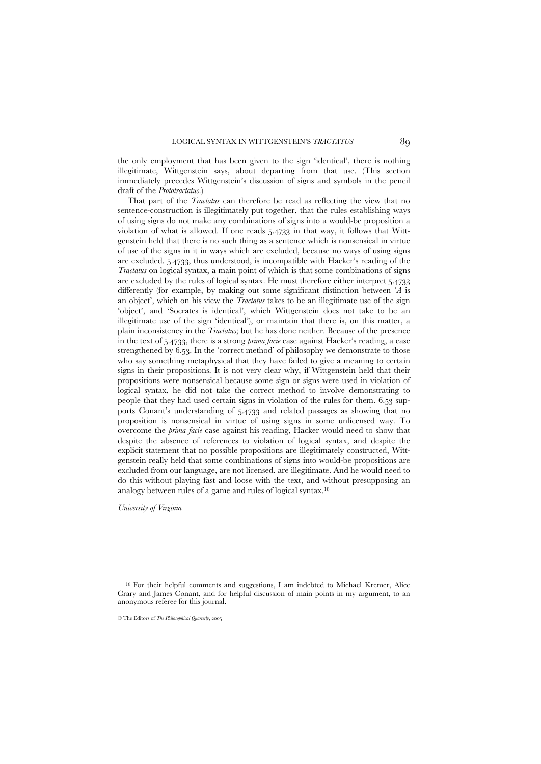the only employment that has been given to the sign 'identical', there is nothing illegitimate, Wittgenstein says, about departing from that use. (This section immediately precedes Wittgenstein's discussion of signs and symbols in the pencil draft of the *Prototractatus*.)

That part of the *Tractatus* can therefore be read as reflecting the view that no sentence-construction is illegitimately put together, that the rules establishing ways of using signs do not make any combinations of signs into a would-be proposition a violation of what is allowed. If one reads 5.4733 in that way, it follows that Wittgenstein held that there is no such thing as a sentence which is nonsensical in virtue of use of the signs in it in ways which are excluded, because no ways of using signs are excluded. 5.4733, thus understood, is incompatible with Hacker's reading of the *Tractatus* on logical syntax, a main point of which is that some combinations of signs are excluded by the rules of logical syntax. He must therefore either interpret 5.4733 differently (for example, by making out some significant distinction between '*A* is an object', which on his view the *Tractatus* takes to be an illegitimate use of the sign 'object', and 'Socrates is identical', which Wittgenstein does not take to be an illegitimate use of the sign 'identical'), or maintain that there is, on this matter, a plain inconsistency in the *Tractatus*; but he has done neither. Because of the presence in the text of 5.4733, there is a strong *prima facie* case against Hacker's reading, a case strengthened by 6.53. In the 'correct method' of philosophy we demonstrate to those who say something metaphysical that they have failed to give a meaning to certain signs in their propositions. It is not very clear why, if Wittgenstein held that their propositions were nonsensical because some sign or signs were used in violation of logical syntax, he did not take the correct method to involve demonstrating to people that they had used certain signs in violation of the rules for them. 6.53 supports Conant's understanding of 5.4733 and related passages as showing that no proposition is nonsensical in virtue of using signs in some unlicensed way. To overcome the *prima facie* case against his reading, Hacker would need to show that despite the absence of references to violation of logical syntax, and despite the explicit statement that no possible propositions are illegitimately constructed, Wittgenstein really held that some combinations of signs into would-be propositions are excluded from our language, are not licensed, are illegitimate. And he would need to do this without playing fast and loose with the text, and without presupposing an analogy between rules of a game and rules of logical syntax.[18]

*University of Virginia*

[18] For their helpful comments and suggestions, I am indebted to Michael Kremer, Alice Crary and James Conant, and for helpful discussion of main points in my argument, to an anonymous referee for this journal.

© The Editors of *The Philosophical Quarterly*, 2005